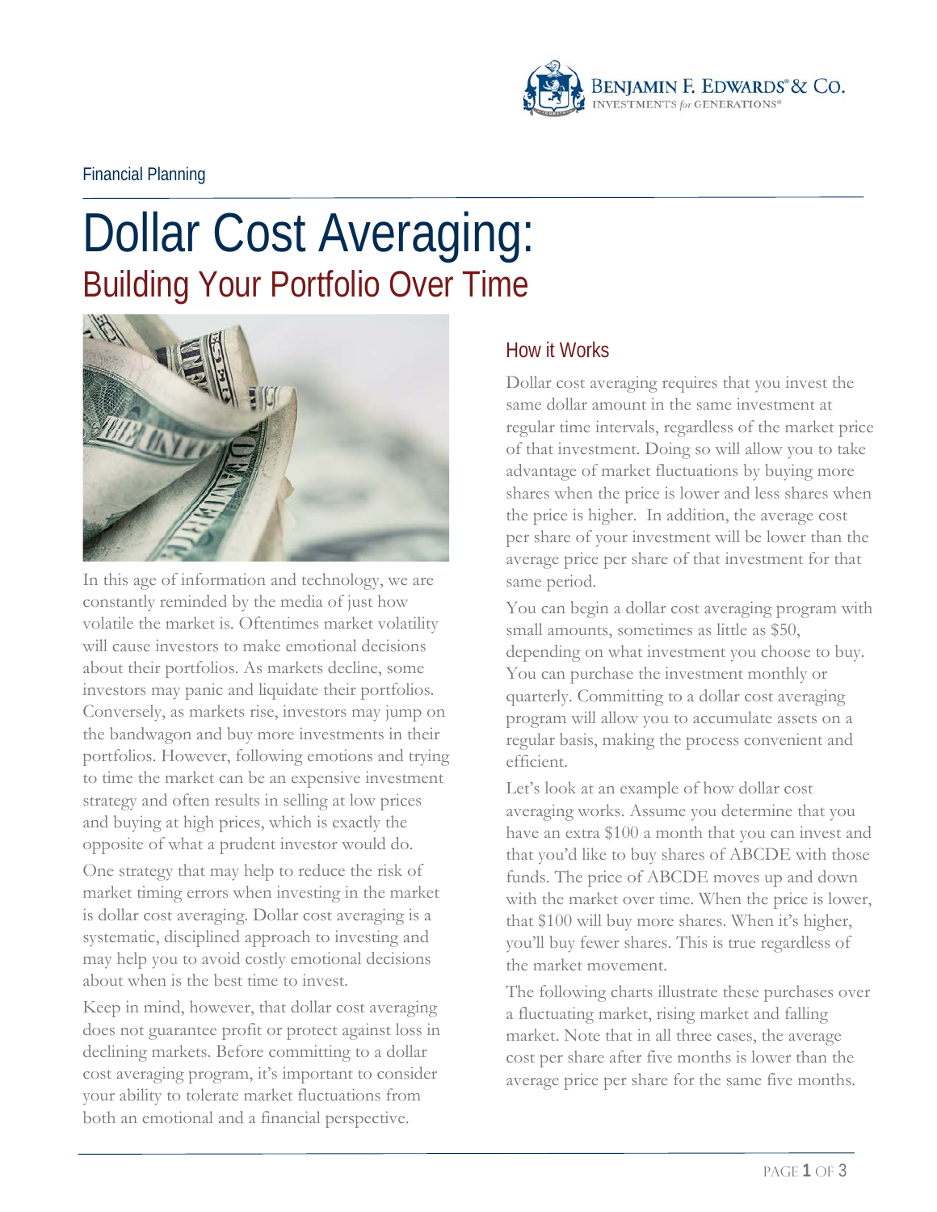Financial Planning

# Dollar Cost Averaging:

## Building Your Portfolio Over Time

In this age of information and technology, we are constantly reminded by the media of just how volatile the market is. Oftentimes market volatility will cause investors to make emotional decisions about their portfolios. As markets decline, some investors may panic and liquidate their portfolios. Conversely, as markets rise, investors may jump on the bandwagon and buy more investments in their portfolios. However, following emotions and trying to time the market can be an expensive investment strategy and often results in selling at low prices and buying at high prices, which is exactly the opposite of what a prudent investor would do.

One strategy that may help to reduce the risk of market timing errors when investing in the market is dollar cost averaging. Dollar cost averaging is a systematic, disciplined approach to investing and may help you to avoid costly emotional decisions about when is the best time to invest.

Keep in mind, however, that dollar cost averaging does not guarantee profit or protect against loss in declining markets. Before committing to a dollar cost averaging program, it's important to consider your ability to tolerate market fluctuations from both an emotional and a financial perspective.

### How it Works

Dollar cost averaging requires that you invest the same dollar amount in the same investment at regular time intervals, regardless of the market price of that investment. Doing so will allow you to take advantage of market fluctuations by buying more shares when the price is lower and less shares when the price is higher. In addition, the average cost per share of your investment will be lower than the average price per share of that investment for that same period.

You can begin a dollar cost averaging program with small amounts, sometimes as little as $50, depending on what investment you choose to buy. You can purchase the investment monthly or quarterly. Committing to a dollar cost averaging program will allow you to accumulate assets on a regular basis, making the process convenient and efficient.

Let's look at an example of how dollar cost averaging works. Assume you determine that you have an extra $100 a month that you can invest and that you'd like to buy shares of ABCDE with those funds. The price of ABCDE moves up and down with the market over time. When the price is lower, that $100 will buy more shares. When it's higher, you'll buy fewer shares. This is true regardless of the market movement.

The following charts illustrate these purchases over a fluctuating market, rising market and falling market. Note that in all three cases, the average cost per share after five months is lower than the average price per share for the same five months.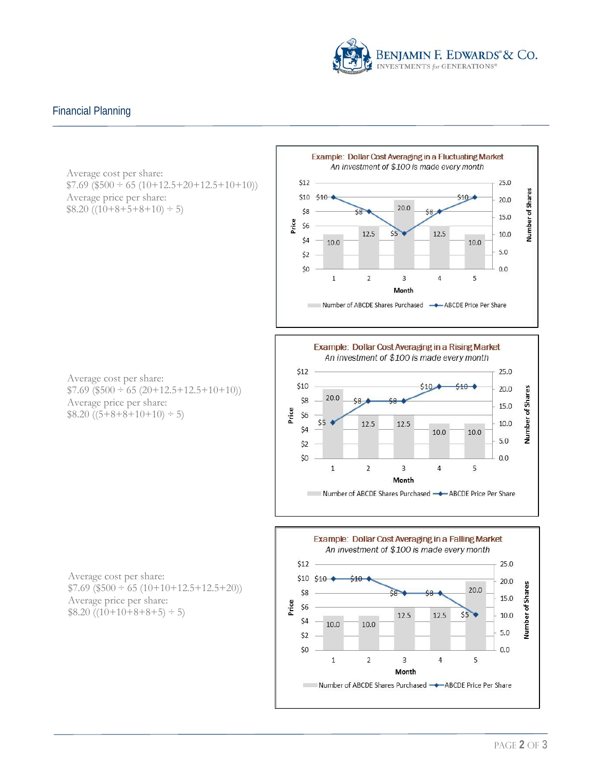## Financial Planning

Average cost per share:
$7.69 ($500 ÷ 65 (10+12.5+20+12.5+10+10))
Average price per share:
$8.20 ((10+8+5+8+10) ÷ 5)

**Example: Dollar Cost Averaging in a Fluctuating Market**
*An investment of $100 is made every month*

| Month | ABCDE Price Per Share | Number of ABCDE Shares Purchased |
|---|---|---|
| 1 | $10 | 10.0 |
| 2 | $8 | 12.5 |
| 3 | $5 | 20.0 |
| 4 | $8 | 12.5 |
| 5 | $10 | 10.0 |

Average cost per share:
$7.69 ($500 ÷ 65 (20+12.5+12.5+10+10))
Average price per share:
$8.20 ((5+8+8+10+10) ÷ 5)

**Example: Dollar Cost Averaging in a Rising Market**
*An investment of $100 is made every month*

| Month | ABCDE Price Per Share | Number of ABCDE Shares Purchased |
|---|---|---|
| 1 | $5 | 20.0 |
| 2 | $8 | 12.5 |
| 3 | $8 | 12.5 |
| 4 | $10 | 10.0 |
| 5 | $10 | 10.0 |

Average cost per share:
$7.69 ($500 ÷ 65 (10+10+12.5+12.5+20))
Average price per share:
$8.20 ((10+10+8+8+5) ÷ 5)

**Example: Dollar Cost Averaging in a Falling Market**
*An investment of $100 is made every month*

| Month | ABCDE Price Per Share | Number of ABCDE Shares Purchased |
|---|---|---|
| 1 | $10 | 10.0 |
| 2 | $10 | 10.0 |
| 3 | $8 | 12.5 |
| 4 | $8 | 12.5 |
| 5 | $5 | 20.0 |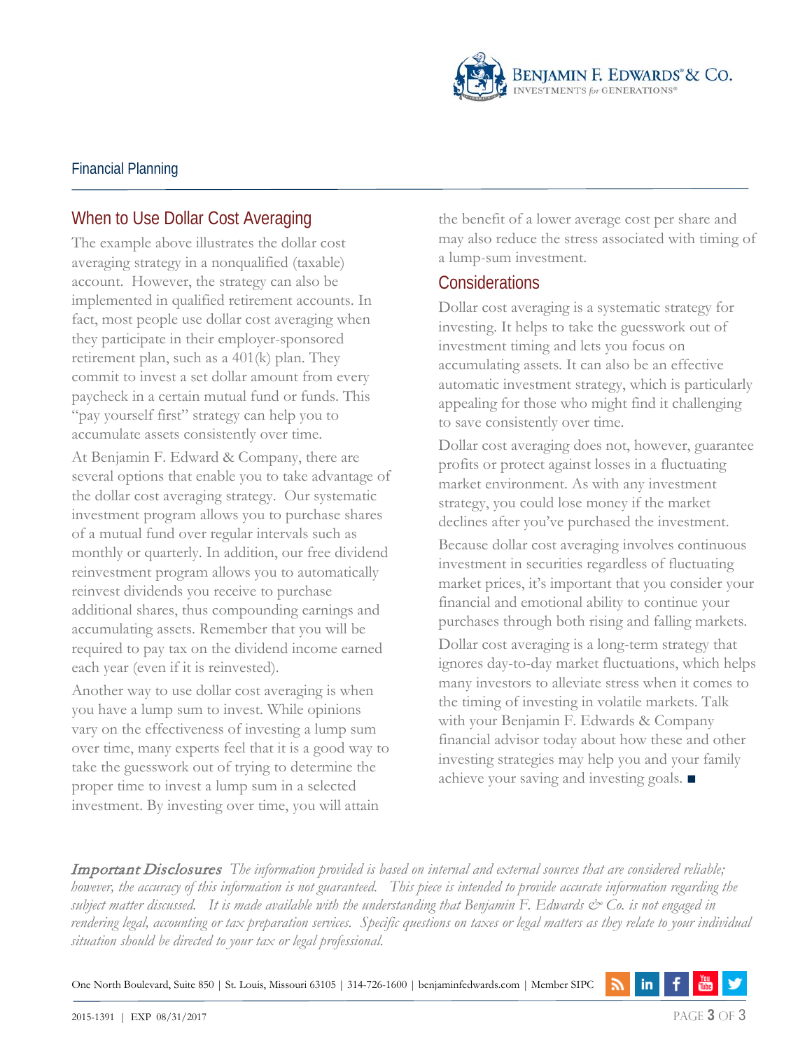Financial Planning

## When to Use Dollar Cost Averaging

The example above illustrates the dollar cost averaging strategy in a nonqualified (taxable) account. However, the strategy can also be implemented in qualified retirement accounts. In fact, most people use dollar cost averaging when they participate in their employer-sponsored retirement plan, such as a 401(k) plan. They commit to invest a set dollar amount from every paycheck in a certain mutual fund or funds. This "pay yourself first" strategy can help you to accumulate assets consistently over time.

At Benjamin F. Edward & Company, there are several options that enable you to take advantage of the dollar cost averaging strategy. Our systematic investment program allows you to purchase shares of a mutual fund over regular intervals such as monthly or quarterly. In addition, our free dividend reinvestment program allows you to automatically reinvest dividends you receive to purchase additional shares, thus compounding earnings and accumulating assets. Remember that you will be required to pay tax on the dividend income earned each year (even if it is reinvested).

Another way to use dollar cost averaging is when you have a lump sum to invest. While opinions vary on the effectiveness of investing a lump sum over time, many experts feel that it is a good way to take the guesswork out of trying to determine the proper time to invest a lump sum in a selected investment. By investing over time, you will attain the benefit of a lower average cost per share and may also reduce the stress associated with timing of a lump-sum investment.

## Considerations

Dollar cost averaging is a systematic strategy for investing. It helps to take the guesswork out of investment timing and lets you focus on accumulating assets. It can also be an effective automatic investment strategy, which is particularly appealing for those who might find it challenging to save consistently over time.

Dollar cost averaging does not, however, guarantee profits or protect against losses in a fluctuating market environment. As with any investment strategy, you could lose money if the market declines after you've purchased the investment.

Because dollar cost averaging involves continuous investment in securities regardless of fluctuating market prices, it's important that you consider your financial and emotional ability to continue your purchases through both rising and falling markets.

Dollar cost averaging is a long-term strategy that ignores day-to-day market fluctuations, which helps many investors to alleviate stress when it comes to the timing of investing in volatile markets. Talk with your Benjamin F. Edwards & Company financial advisor today about how these and other investing strategies may help you and your family achieve your saving and investing goals. ■

*Important Disclosures The information provided is based on internal and external sources that are considered reliable; however, the accuracy of this information is not guaranteed. This piece is intended to provide accurate information regarding the subject matter discussed. It is made available with the understanding that Benjamin F. Edwards & Co. is not engaged in rendering legal, accounting or tax preparation services. Specific questions on taxes or legal matters as they relate to your individual situation should be directed to your tax or legal professional.*

One North Boulevard, Suite 850 | St. Louis, Missouri 63105 | 314-726-1600 | benjaminfedwards.com | Member SIPC

2015-1391 | EXP 08/31/2017